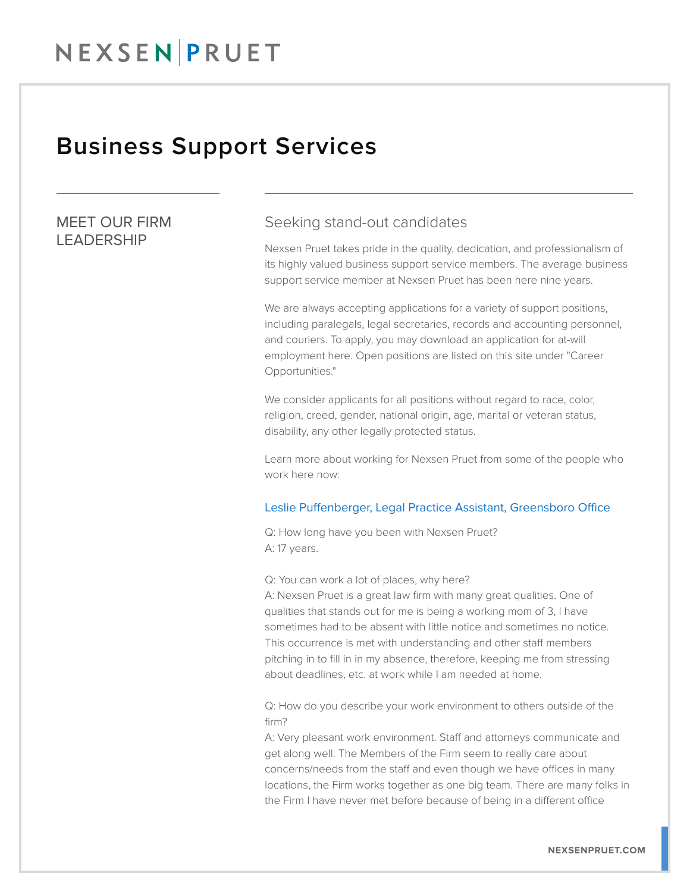# NEXSEN PRUET

## Business Support Services

### MEET OUR FIRM LEADERSHIP

### Seeking stand-out candidates

Nexsen Pruet takes pride in the quality, dedication, and professionalism of its highly valued business support service members. The average business support service member at Nexsen Pruet has been here nine years.

We are always accepting applications for a variety of support positions, including paralegals, legal secretaries, records and accounting personnel, and couriers. To apply, you may download an application for at-will employment here. Open positions are listed on this site under "Career Opportunities."

We consider applicants for all positions without regard to race, color, religion, creed, gender, national origin, age, marital or veteran status, disability, any other legally protected status.

Learn more about working for Nexsen Pruet from some of the people who work here now:

#### Leslie Puffenberger, Legal Practice Assistant, Greensboro Office

Q: How long have you been with Nexsen Pruet?
A: 17 years.

Q: You can work a lot of places, why here?
A: Nexsen Pruet is a great law firm with many great qualities. One of qualities that stands out for me is being a working mom of 3, I have sometimes had to be absent with little notice and sometimes no notice. This occurrence is met with understanding and other staff members pitching in to fill in in my absence, therefore, keeping me from stressing about deadlines, etc. at work while I am needed at home.

Q: How do you describe your work environment to others outside of the firm?
A: Very pleasant work environment. Staff and attorneys communicate and get along well. The Members of the Firm seem to really care about concerns/needs from the staff and even though we have offices in many locations, the Firm works together as one big team. There are many folks in the Firm I have never met before because of being in a different office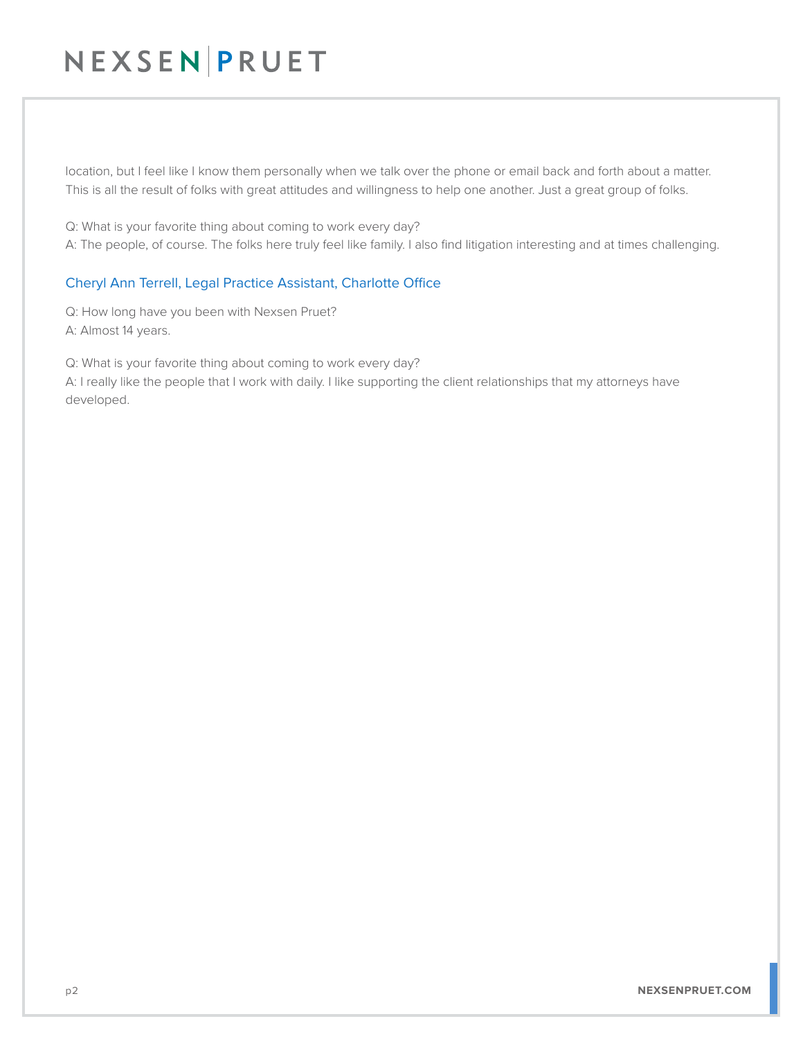location, but I feel like I know them personally when we talk over the phone or email back and forth about a matter. This is all the result of folks with great attitudes and willingness to help one another. Just a great group of folks.

Q: What is your favorite thing about coming to work every day?
A: The people, of course. The folks here truly feel like family. I also find litigation interesting and at times challenging.

### Cheryl Ann Terrell, Legal Practice Assistant, Charlotte Office

Q: How long have you been with Nexsen Pruet?
A: Almost 14 years.

Q: What is your favorite thing about coming to work every day?
A: I really like the people that I work with daily. I like supporting the client relationships that my attorneys have developed.